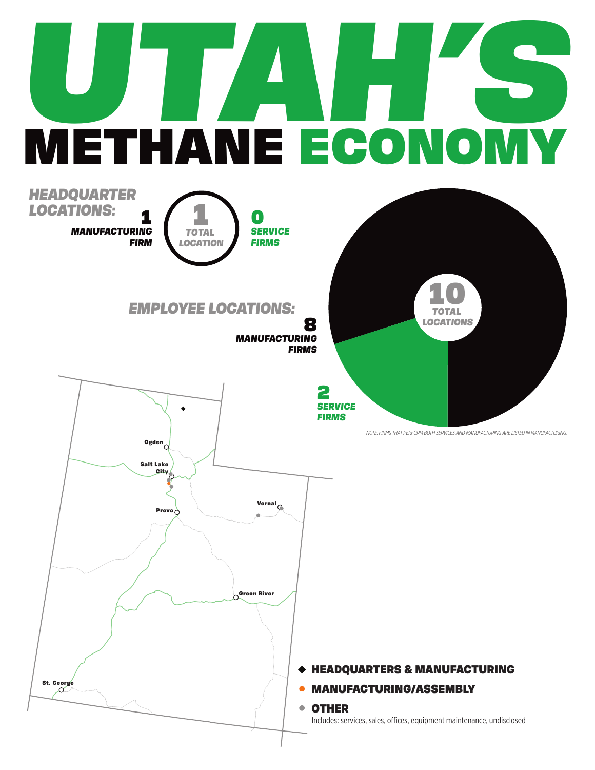# UTAH'S METHANE ECONOMY

## HEADQUARTER LOCATIONS:

**1** MANUFACTURING FIRM

**1** TOTAL LOCATION

**0** SERVICE FIRMS

## EMPLOYEE LOCATIONS:

**8** MANUFACTURING FIRMS

**10** TOTAL LOCATIONS

**2** SERVICE FIRMS

*NOTE: FIRMS THAT PERFORM BOTH SERVICES AND MANUFACTURING ARE LISTED IN MANUFACTURING.*

Ogden

Salt Lake City

Provo

Vernal

Green River

St. George

- ◆ **HEADQUARTERS & MANUFACTURING**
- ● **MANUFACTURING/ASSEMBLY**
- ● **OTHER**
  Includes: services, sales, offices, equipment maintenance, undisclosed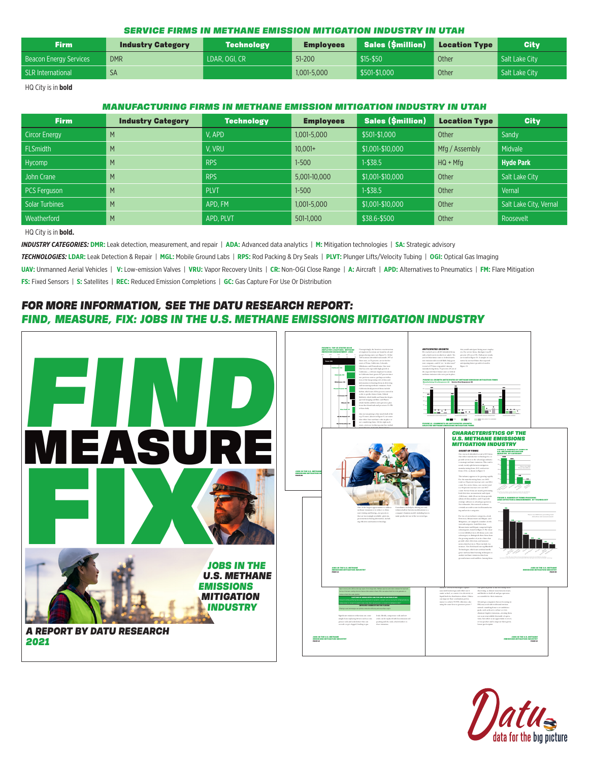## SERVICE FIRMS IN METHANE EMISSION MITIGATION INDUSTRY IN UTAH

| Firm | Industry Category | Technology | Employees | Sales ($million) | Location Type | City |
|---|---|---|---|---|---|---|
| Beacon Energy Services | DMR | LDAR, OGI, CR | 51-200 | $15-$50 | Other | Salt Lake City |
| SLR International | SA | | 1,001-5,000 | $501-$1,000 | Other | Salt Lake City |

HQ City is in **bold**

## MANUFACTURING FIRMS IN METHANE EMISSION MITIGATION INDUSTRY IN UTAH

| Firm | Industry Category | Technology | Employees | Sales ($million) | Location Type | City |
|---|---|---|---|---|---|---|
| Circor Energy | M | V, APD | 1,001-5,000 | $501-$1,000 | Other | Sandy |
| FLSmidth | M | V, VRU | 10,001+ | $1,001-$10,000 | Mfg / Assembly | Midvale |
| Hycomp | M | RPS | 1-500 | 1-$38.5 | HQ + Mfg | **Hyde Park** |
| John Crane | M | RPS | 5,001-10,000 | $1,001-$10,000 | Other | Salt Lake City |
| PCS Ferguson | M | PLVT | 1-500 | 1-$38.5 | Other | Vernal |
| Solar Turbines | M | APD, FM | 1,001-5,000 | $1,001-$10,000 | Other | Salt Lake City, Vernal |
| Weatherford | M | APD, PLVT | 501-1,000 | $38.6-$500 | Other | Roosevelt |

HQ City is in **bold.**

***INDUSTRY CATEGORIES:*** **DMR:** Leak detection, measurement, and repair | **ADA:** Advanced data analytics | **M:** Mitigation technologies | **SA:** Strategic advisory

***TECHNOLOGIES:*** **LDAR:** Leak Detection & Repair | **MGL:** Mobile Ground Labs | **RPS:** Rod Packing & Dry Seals | **PLVT:** Plunger Lifts/Velocity Tubing | **OGI:** Optical Gas Imaging

**UAV:** Unmanned Aerial Vehicles | **V:** Low-emission Valves | **VRU:** Vapor Recovery Units | **CR:** Non-OGI Close Range | **A:** Aircraft | **APD:** Alternatives to Pneumatics | **FM:** Flare Mitigation

**FS:** Fixed Sensors | **S:** Satellites | **REC:** Reduced Emission Completions | **GC:** Gas Capture For Use Or Distribution

## *FOR MORE INFORMATION, SEE THE DATU RESEARCH REPORT:*
## *FIND, MEASURE, FIX: JOBS IN THE U.S. METHANE EMISSIONS MITIGATION INDUSTRY*

FIND MEASURE FIX

JOBS IN THE U.S. METHANE EMISSIONS MITIGATION INDUSTRY

A REPORT BY DATU RESEARCH
2021

Datu
data for the big picture